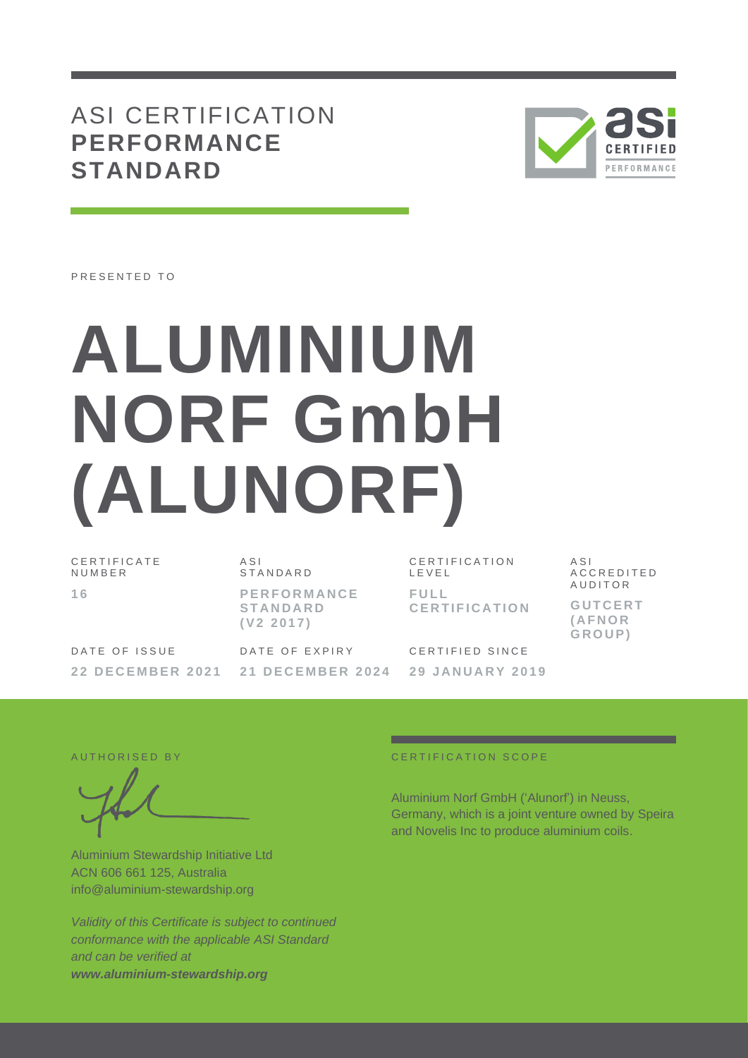# ASI CERTIFICATION **PERFORMANCE STANDARD**

PRESENTED TO

# ALUMINIUM NORF GmbH (ALUNORF)

| CERTIFICATE NUMBER | ASI STANDARD | CERTIFICATION LEVEL | ASI ACCREDITED AUDITOR |
|---|---|---|---|
| **16** | **PERFORMANCE STANDARD (V2 2017)** | **FULL CERTIFICATION** | **GUTCERT (AFNOR GROUP)** |

| DATE OF ISSUE | DATE OF EXPIRY | CERTIFIED SINCE |
|---|---|---|
| **22 DECEMBER 2021** | **21 DECEMBER 2024** | **29 JANUARY 2019** |

AUTHORISED BY

Aluminium Stewardship Initiative Ltd
ACN 606 661 125, Australia
info@aluminium-stewardship.org

*Validity of this Certificate is subject to continued conformance with the applicable ASI Standard and can be verified at* ***www.aluminium-stewardship.org***

CERTIFICATION SCOPE

Aluminium Norf GmbH ('Alunorf') in Neuss, Germany, which is a joint venture owned by Speira and Novelis Inc to produce aluminium coils.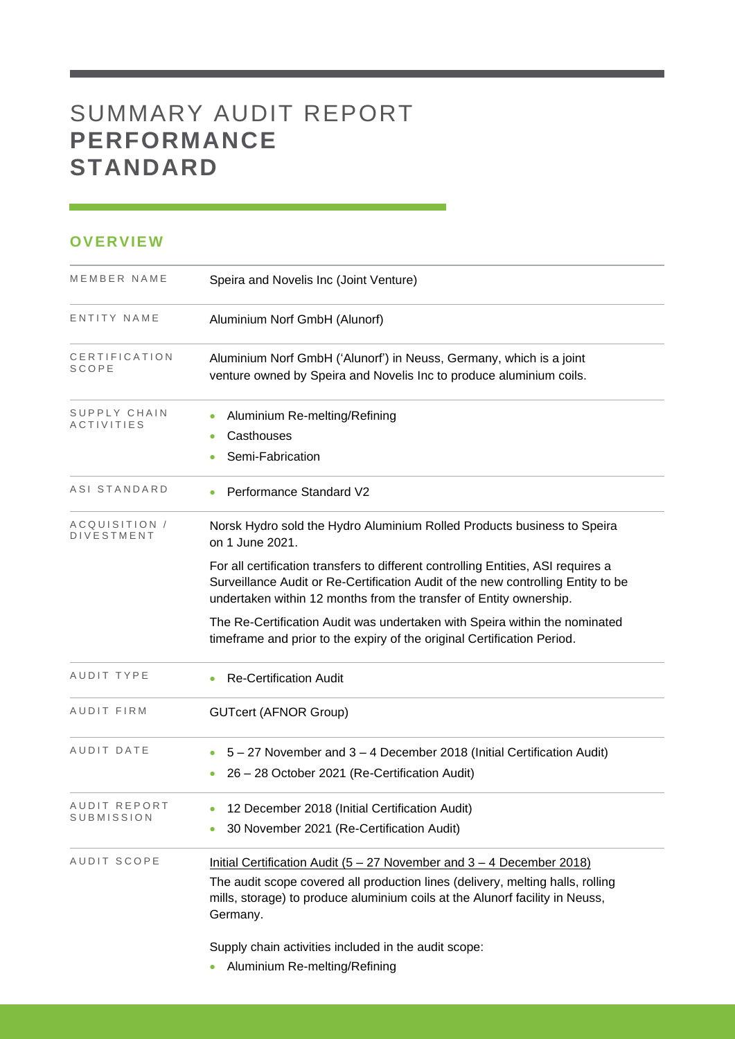# SUMMARY AUDIT REPORT **PERFORMANCE STANDARD**

## OVERVIEW

| | |
|---|---|
| MEMBER NAME | Speira and Novelis Inc (Joint Venture) |
| ENTITY NAME | Aluminium Norf GmbH (Alunorf) |
| CERTIFICATION SCOPE | Aluminium Norf GmbH ('Alunorf') in Neuss, Germany, which is a joint venture owned by Speira and Novelis Inc to produce aluminium coils. |
| SUPPLY CHAIN ACTIVITIES | • Aluminium Re-melting/Refining<br>• Casthouses<br>• Semi-Fabrication |
| ASI STANDARD | • Performance Standard V2 |
| ACQUISITION / DIVESTMENT | Norsk Hydro sold the Hydro Aluminium Rolled Products business to Speira on 1 June 2021.<br><br>For all certification transfers to different controlling Entities, ASI requires a Surveillance Audit or Re-Certification Audit of the new controlling Entity to be undertaken within 12 months from the transfer of Entity ownership.<br><br>The Re-Certification Audit was undertaken with Speira within the nominated timeframe and prior to the expiry of the original Certification Period. |
| AUDIT TYPE | • Re-Certification Audit |
| AUDIT FIRM | GUTcert (AFNOR Group) |
| AUDIT DATE | • 5 – 27 November and 3 – 4 December 2018 (Initial Certification Audit)<br>• 26 – 28 October 2021 (Re-Certification Audit) |
| AUDIT REPORT SUBMISSION | • 12 December 2018 (Initial Certification Audit)<br>• 30 November 2021 (Re-Certification Audit) |
| AUDIT SCOPE | Initial Certification Audit (5 – 27 November and 3 – 4 December 2018)<br><br>The audit scope covered all production lines (delivery, melting halls, rolling mills, storage) to produce aluminium coils at the Alunorf facility in Neuss, Germany.<br><br>Supply chain activities included in the audit scope:<br>• Aluminium Re-melting/Refining |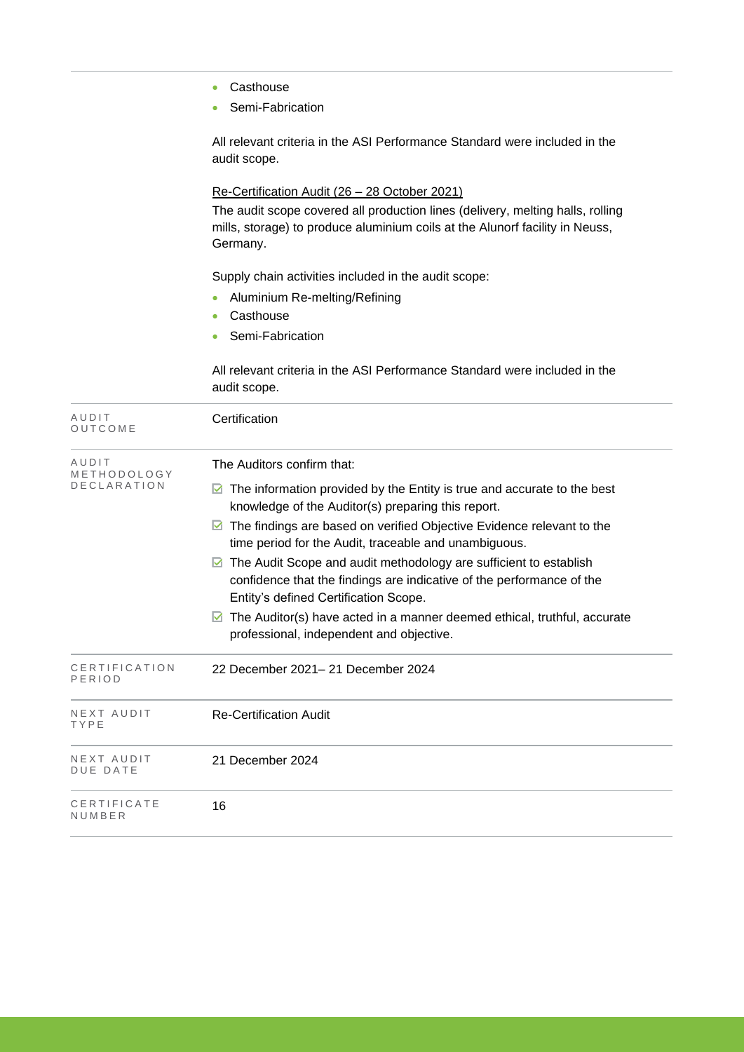| | |
|---|---|
| | • Casthouse<br>• Semi-Fabrication<br><br>All relevant criteria in the ASI Performance Standard were included in the audit scope.<br><br><u>Re-Certification Audit (26 – 28 October 2021)</u><br>The audit scope covered all production lines (delivery, melting halls, rolling mills, storage) to produce aluminium coils at the Alunorf facility in Neuss, Germany.<br><br>Supply chain activities included in the audit scope:<br>• Aluminium Re-melting/Refining<br>• Casthouse<br>• Semi-Fabrication<br><br>All relevant criteria in the ASI Performance Standard were included in the audit scope. |
| AUDIT OUTCOME | Certification |
| AUDIT METHODOLOGY DECLARATION | The Auditors confirm that:<br>☑ The information provided by the Entity is true and accurate to the best knowledge of the Auditor(s) preparing this report.<br>☑ The findings are based on verified Objective Evidence relevant to the time period for the Audit, traceable and unambiguous.<br>☑ The Audit Scope and audit methodology are sufficient to establish confidence that the findings are indicative of the performance of the Entity's defined Certification Scope.<br>☑ The Auditor(s) have acted in a manner deemed ethical, truthful, accurate professional, independent and objective. |
| CERTIFICATION PERIOD | 22 December 2021– 21 December 2024 |
| NEXT AUDIT TYPE | Re-Certification Audit |
| NEXT AUDIT DUE DATE | 21 December 2024 |
| CERTIFICATE NUMBER | 16 |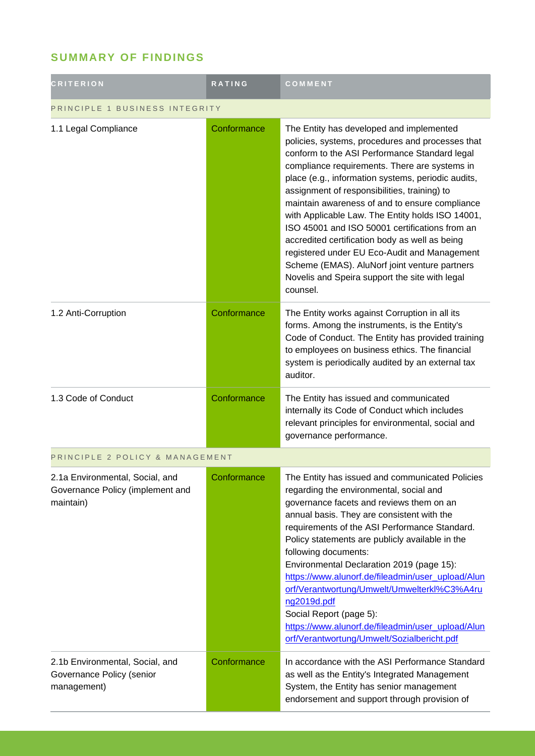## SUMMARY OF FINDINGS

| CRITERION | RATING | COMMENT |
|---|---|---|
| PRINCIPLE 1 BUSINESS INTEGRITY | | |
| 1.1 Legal Compliance | Conformance | The Entity has developed and implemented policies, systems, procedures and processes that conform to the ASI Performance Standard legal compliance requirements. There are systems in place (e.g., information systems, periodic audits, assignment of responsibilities, training) to maintain awareness of and to ensure compliance with Applicable Law. The Entity holds ISO 14001, ISO 45001 and ISO 50001 certifications from an accredited certification body as well as being registered under EU Eco-Audit and Management Scheme (EMAS). AluNorf joint venture partners Novelis and Speira support the site with legal counsel. |
| 1.2 Anti-Corruption | Conformance | The Entity works against Corruption in all its forms. Among the instruments, is the Entity's Code of Conduct. The Entity has provided training to employees on business ethics. The financial system is periodically audited by an external tax auditor. |
| 1.3 Code of Conduct | Conformance | The Entity has issued and communicated internally its Code of Conduct which includes relevant principles for environmental, social and governance performance. |
| PRINCIPLE 2 POLICY & MANAGEMENT | | |
| 2.1a Environmental, Social, and Governance Policy (implement and maintain) | Conformance | The Entity has issued and communicated Policies regarding the environmental, social and governance facets and reviews them on an annual basis. They are consistent with the requirements of the ASI Performance Standard. Policy statements are publicly available in the following documents:<br>Environmental Declaration 2019 (page 15):<br>[https://www.alunorf.de/fileadmin/user_upload/Alunorf/Verantwortung/Umwelt/Umwelterkl%C3%A4rung2019d.pdf](https://www.alunorf.de/fileadmin/user_upload/Alunorf/Verantwortung/Umwelt/Umwelterkl%C3%A4rung2019d.pdf)<br>Social Report (page 5):<br>[https://www.alunorf.de/fileadmin/user_upload/Alunorf/Verantwortung/Umwelt/Sozialbericht.pdf](https://www.alunorf.de/fileadmin/user_upload/Alunorf/Verantwortung/Umwelt/Sozialbericht.pdf) |
| 2.1b Environmental, Social, and Governance Policy (senior management) | Conformance | In accordance with the ASI Performance Standard as well as the Entity's Integrated Management System, the Entity has senior management endorsement and support through provision of |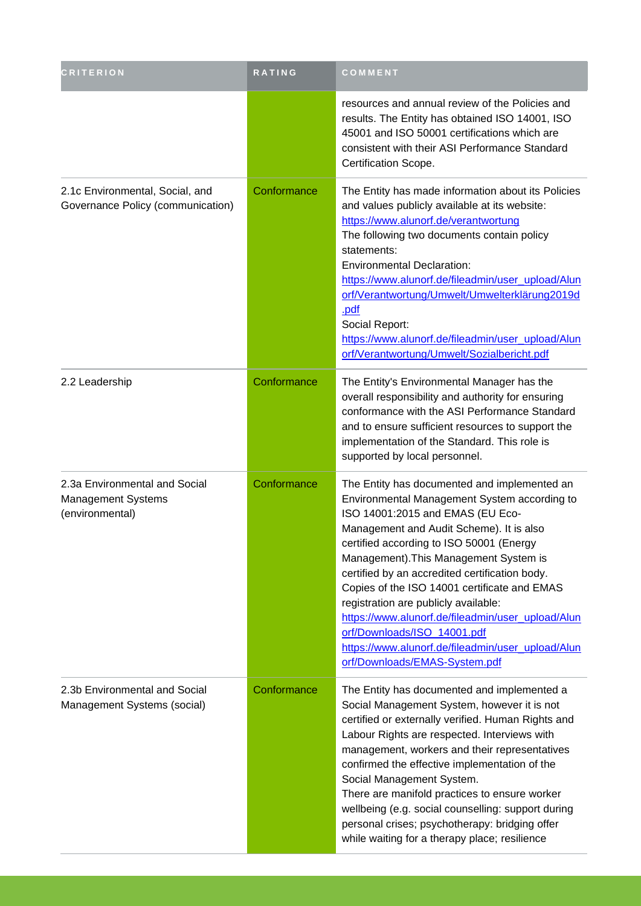| CRITERION | RATING | COMMENT |
| --- | --- | --- |
| | | resources and annual review of the Policies and results. The Entity has obtained ISO 14001, ISO 45001 and ISO 50001 certifications which are consistent with their ASI Performance Standard Certification Scope. |
| 2.1c Environmental, Social, and Governance Policy (communication) | Conformance | The Entity has made information about its Policies and values publicly available at its website: https://www.alunorf.de/verantwortung The following two documents contain policy statements: Environmental Declaration: https://www.alunorf.de/fileadmin/user_upload/Alunorf/Verantwortung/Umwelt/Umwelterklärung2019d.pdf Social Report: https://www.alunorf.de/fileadmin/user_upload/Alunorf/Verantwortung/Umwelt/Sozialbericht.pdf |
| 2.2 Leadership | Conformance | The Entity's Environmental Manager has the overall responsibility and authority for ensuring conformance with the ASI Performance Standard and to ensure sufficient resources to support the implementation of the Standard. This role is supported by local personnel. |
| 2.3a Environmental and Social Management Systems (environmental) | Conformance | The Entity has documented and implemented an Environmental Management System according to ISO 14001:2015 and EMAS (EU Eco-Management and Audit Scheme). It is also certified according to ISO 50001 (Energy Management).This Management System is certified by an accredited certification body. Copies of the ISO 14001 certificate and EMAS registration are publicly available: https://www.alunorf.de/fileadmin/user_upload/Alunorf/Downloads/ISO_14001.pdf https://www.alunorf.de/fileadmin/user_upload/Alunorf/Downloads/EMAS-System.pdf |
| 2.3b Environmental and Social Management Systems (social) | Conformance | The Entity has documented and implemented a Social Management System, however it is not certified or externally verified. Human Rights and Labour Rights are respected. Interviews with management, workers and their representatives confirmed the effective implementation of the Social Management System. There are manifold practices to ensure worker wellbeing (e.g. social counselling: support during personal crises; psychotherapy: bridging offer while waiting for a therapy place; resilience |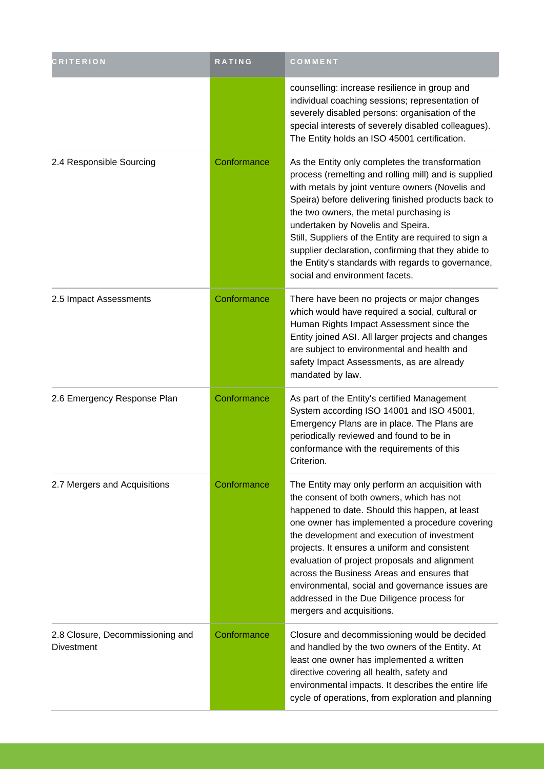| CRITERION | RATING | COMMENT |
| --- | --- | --- |
| | | counselling: increase resilience in group and individual coaching sessions; representation of severely disabled persons: organisation of the special interests of severely disabled colleagues). The Entity holds an ISO 45001 certification. |
| 2.4 Responsible Sourcing | Conformance | As the Entity only completes the transformation process (remelting and rolling mill) and is supplied with metals by joint venture owners (Novelis and Speira) before delivering finished products back to the two owners, the metal purchasing is undertaken by Novelis and Speira.<br>Still, Suppliers of the Entity are required to sign a supplier declaration, confirming that they abide to the Entity's standards with regards to governance, social and environment facets. |
| 2.5 Impact Assessments | Conformance | There have been no projects or major changes which would have required a social, cultural or Human Rights Impact Assessment since the Entity joined ASI. All larger projects and changes are subject to environmental and health and safety Impact Assessments, as are already mandated by law. |
| 2.6 Emergency Response Plan | Conformance | As part of the Entity's certified Management System according ISO 14001 and ISO 45001, Emergency Plans are in place. The Plans are periodically reviewed and found to be in conformance with the requirements of this Criterion. |
| 2.7 Mergers and Acquisitions | Conformance | The Entity may only perform an acquisition with the consent of both owners, which has not happened to date. Should this happen, at least one owner has implemented a procedure covering the development and execution of investment projects. It ensures a uniform and consistent evaluation of project proposals and alignment across the Business Areas and ensures that environmental, social and governance issues are addressed in the Due Diligence process for mergers and acquisitions. |
| 2.8 Closure, Decommissioning and Divestment | Conformance | Closure and decommissioning would be decided and handled by the two owners of the Entity. At least one owner has implemented a written directive covering all health, safety and environmental impacts. It describes the entire life cycle of operations, from exploration and planning |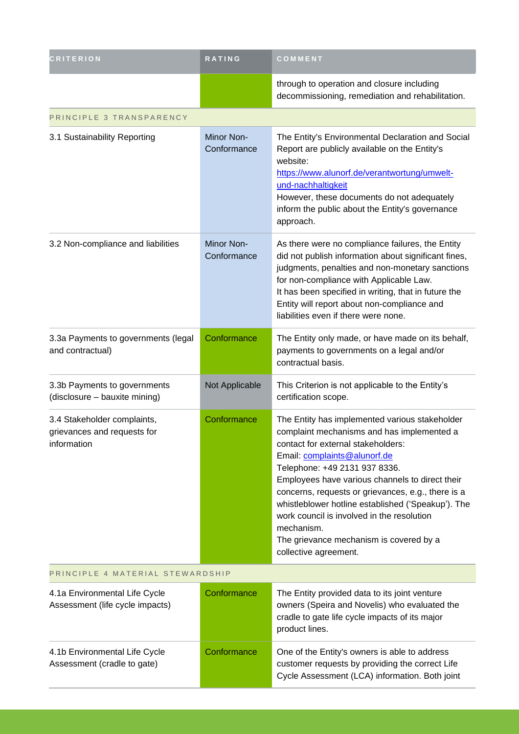| CRITERION | RATING | COMMENT |
| --- | --- | --- |
| | | through to operation and closure including decommissioning, remediation and rehabilitation. |
| PRINCIPLE 3 TRANSPARENCY | | |
| 3.1 Sustainability Reporting | Minor Non-Conformance | The Entity's Environmental Declaration and Social Report are publicly available on the Entity's website: [https://www.alunorf.de/verantwortung/umwelt-und-nachhaltigkeit](https://www.alunorf.de/verantwortung/umwelt-und-nachhaltigkeit) However, these documents do not adequately inform the public about the Entity's governance approach. |
| 3.2 Non-compliance and liabilities | Minor Non-Conformance | As there were no compliance failures, the Entity did not publish information about significant fines, judgments, penalties and non-monetary sanctions for non-compliance with Applicable Law. It has been specified in writing, that in future the Entity will report about non-compliance and liabilities even if there were none. |
| 3.3a Payments to governments (legal and contractual) | Conformance | The Entity only made, or have made on its behalf, payments to governments on a legal and/or contractual basis. |
| 3.3b Payments to governments (disclosure – bauxite mining) | Not Applicable | This Criterion is not applicable to the Entity's certification scope. |
| 3.4 Stakeholder complaints, grievances and requests for information | Conformance | The Entity has implemented various stakeholder complaint mechanisms and has implemented a contact for external stakeholders: Email: [complaints@alunorf.de](mailto:complaints@alunorf.de) Telephone: +49 2131 937 8336. Employees have various channels to direct their concerns, requests or grievances, e.g., there is a whistleblower hotline established ('Speakup'). The work council is involved in the resolution mechanism. The grievance mechanism is covered by a collective agreement. |
| PRINCIPLE 4 MATERIAL STEWARDSHIP | | |
| 4.1a Environmental Life Cycle Assessment (life cycle impacts) | Conformance | The Entity provided data to its joint venture owners (Speira and Novelis) who evaluated the cradle to gate life cycle impacts of its major product lines. |
| 4.1b Environmental Life Cycle Assessment (cradle to gate) | Conformance | One of the Entity's owners is able to address customer requests by providing the correct Life Cycle Assessment (LCA) information. Both joint |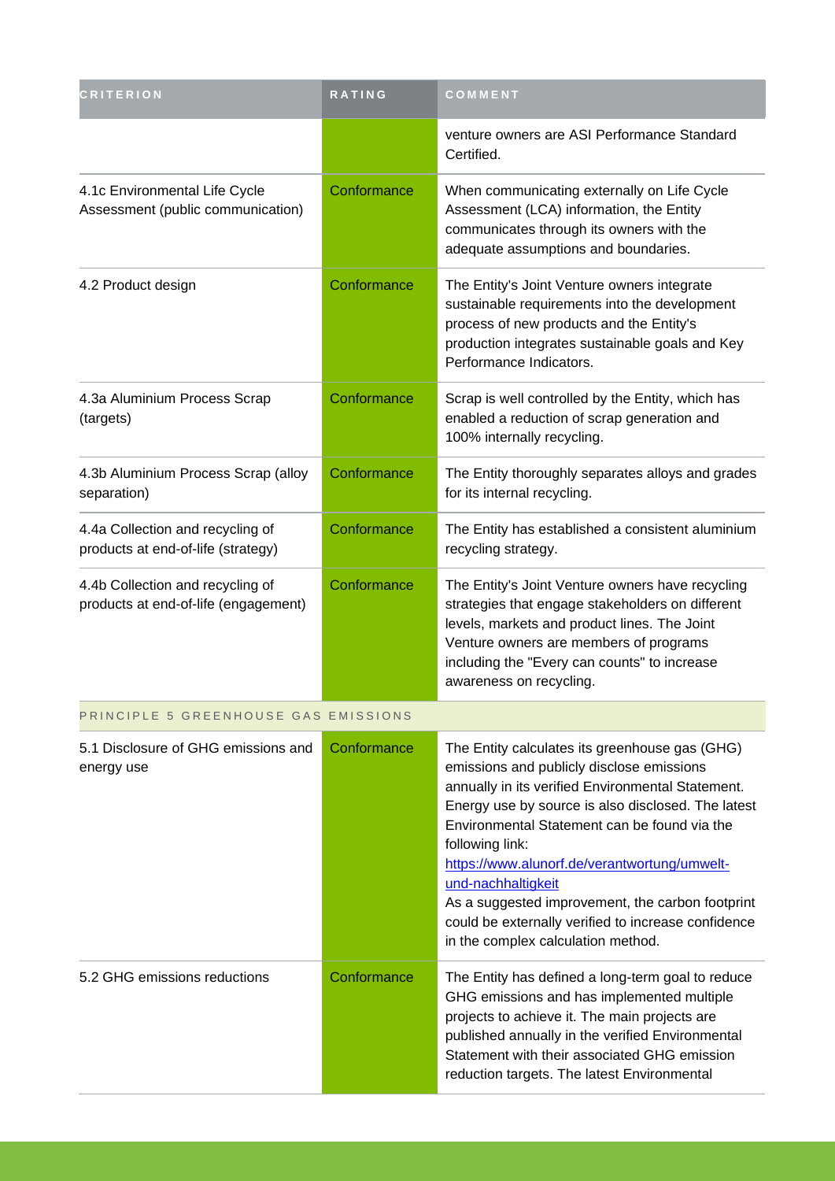| CRITERION | RATING | COMMENT |
| --- | --- | --- |
| | | venture owners are ASI Performance Standard Certified. |
| 4.1c Environmental Life Cycle Assessment (public communication) | Conformance | When communicating externally on Life Cycle Assessment (LCA) information, the Entity communicates through its owners with the adequate assumptions and boundaries. |
| 4.2 Product design | Conformance | The Entity's Joint Venture owners integrate sustainable requirements into the development process of new products and the Entity's production integrates sustainable goals and Key Performance Indicators. |
| 4.3a Aluminium Process Scrap (targets) | Conformance | Scrap is well controlled by the Entity, which has enabled a reduction of scrap generation and 100% internally recycling. |
| 4.3b Aluminium Process Scrap (alloy separation) | Conformance | The Entity thoroughly separates alloys and grades for its internal recycling. |
| 4.4a Collection and recycling of products at end-of-life (strategy) | Conformance | The Entity has established a consistent aluminium recycling strategy. |
| 4.4b Collection and recycling of products at end-of-life (engagement) | Conformance | The Entity's Joint Venture owners have recycling strategies that engage stakeholders on different levels, markets and product lines. The Joint Venture owners are members of programs including the "Every can counts" to increase awareness on recycling. |
| PRINCIPLE 5 GREENHOUSE GAS EMISSIONS | | |
| 5.1 Disclosure of GHG emissions and energy use | Conformance | The Entity calculates its greenhouse gas (GHG) emissions and publicly disclose emissions annually in its verified Environmental Statement. Energy use by source is also disclosed. The latest Environmental Statement can be found via the following link: https://www.alunorf.de/verantwortung/umwelt-und-nachhaltigkeit As a suggested improvement, the carbon footprint could be externally verified to increase confidence in the complex calculation method. |
| 5.2 GHG emissions reductions | Conformance | The Entity has defined a long-term goal to reduce GHG emissions and has implemented multiple projects to achieve it. The main projects are published annually in the verified Environmental Statement with their associated GHG emission reduction targets. The latest Environmental |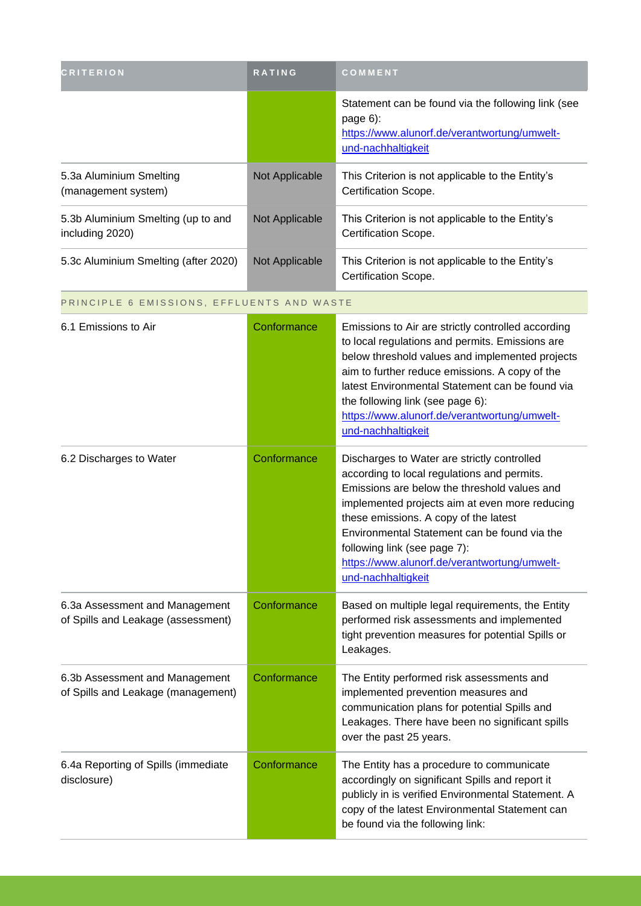| CRITERION | RATING | COMMENT |
| --- | --- | --- |
| | | Statement can be found via the following link (see page 6): https://www.alunorf.de/verantwortung/umwelt-und-nachhaltigkeit |
| 5.3a Aluminium Smelting (management system) | Not Applicable | This Criterion is not applicable to the Entity's Certification Scope. |
| 5.3b Aluminium Smelting (up to and including 2020) | Not Applicable | This Criterion is not applicable to the Entity's Certification Scope. |
| 5.3c Aluminium Smelting (after 2020) | Not Applicable | This Criterion is not applicable to the Entity's Certification Scope. |
| PRINCIPLE 6 EMISSIONS, EFFLUENTS AND WASTE | | |
| 6.1 Emissions to Air | Conformance | Emissions to Air are strictly controlled according to local regulations and permits. Emissions are below threshold values and implemented projects aim to further reduce emissions. A copy of the latest Environmental Statement can be found via the following link (see page 6): https://www.alunorf.de/verantwortung/umwelt-und-nachhaltigkeit |
| 6.2 Discharges to Water | Conformance | Discharges to Water are strictly controlled according to local regulations and permits. Emissions are below the threshold values and implemented projects aim at even more reducing these emissions. A copy of the latest Environmental Statement can be found via the following link (see page 7): https://www.alunorf.de/verantwortung/umwelt-und-nachhaltigkeit |
| 6.3a Assessment and Management of Spills and Leakage (assessment) | Conformance | Based on multiple legal requirements, the Entity performed risk assessments and implemented tight prevention measures for potential Spills or Leakages. |
| 6.3b Assessment and Management of Spills and Leakage (management) | Conformance | The Entity performed risk assessments and implemented prevention measures and communication plans for potential Spills and Leakages. There have been no significant spills over the past 25 years. |
| 6.4a Reporting of Spills (immediate disclosure) | Conformance | The Entity has a procedure to communicate accordingly on significant Spills and report it publicly in is verified Environmental Statement. A copy of the latest Environmental Statement can be found via the following link: |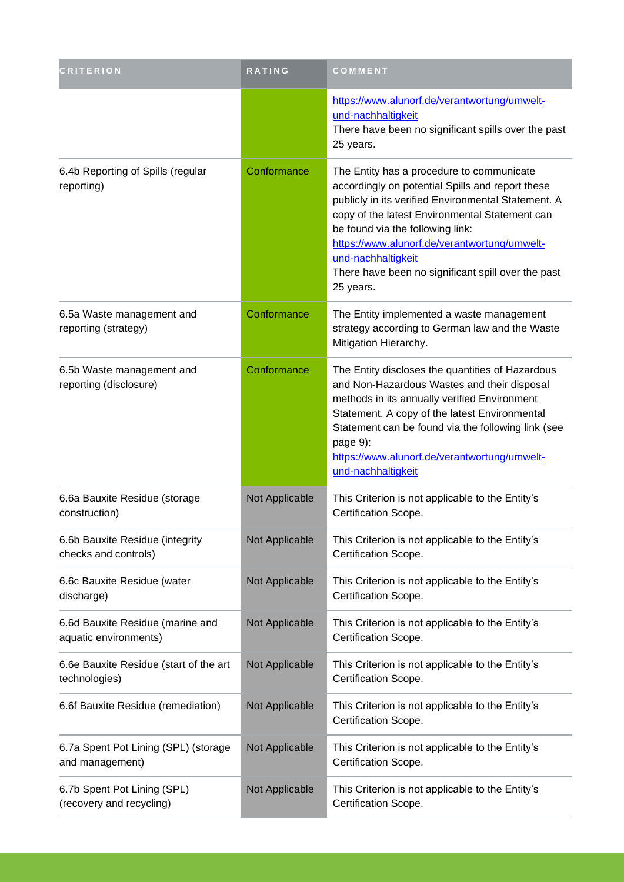| CRITERION | RATING | COMMENT |
| --- | --- | --- |
| | | https://www.alunorf.de/verantwortung/umwelt-und-nachhaltigkeit There have been no significant spills over the past 25 years. |
| 6.4b Reporting of Spills (regular reporting) | Conformance | The Entity has a procedure to communicate accordingly on potential Spills and report these publicly in its verified Environmental Statement. A copy of the latest Environmental Statement can be found via the following link: https://www.alunorf.de/verantwortung/umwelt-und-nachhaltigkeit There have been no significant spill over the past 25 years. |
| 6.5a Waste management and reporting (strategy) | Conformance | The Entity implemented a waste management strategy according to German law and the Waste Mitigation Hierarchy. |
| 6.5b Waste management and reporting (disclosure) | Conformance | The Entity discloses the quantities of Hazardous and Non-Hazardous Wastes and their disposal methods in its annually verified Environment Statement. A copy of the latest Environmental Statement can be found via the following link (see page 9): https://www.alunorf.de/verantwortung/umwelt-und-nachhaltigkeit |
| 6.6a Bauxite Residue (storage construction) | Not Applicable | This Criterion is not applicable to the Entity's Certification Scope. |
| 6.6b Bauxite Residue (integrity checks and controls) | Not Applicable | This Criterion is not applicable to the Entity's Certification Scope. |
| 6.6c Bauxite Residue (water discharge) | Not Applicable | This Criterion is not applicable to the Entity's Certification Scope. |
| 6.6d Bauxite Residue (marine and aquatic environments) | Not Applicable | This Criterion is not applicable to the Entity's Certification Scope. |
| 6.6e Bauxite Residue (start of the art technologies) | Not Applicable | This Criterion is not applicable to the Entity's Certification Scope. |
| 6.6f Bauxite Residue (remediation) | Not Applicable | This Criterion is not applicable to the Entity's Certification Scope. |
| 6.7a Spent Pot Lining (SPL) (storage and management) | Not Applicable | This Criterion is not applicable to the Entity's Certification Scope. |
| 6.7b Spent Pot Lining (SPL) (recovery and recycling) | Not Applicable | This Criterion is not applicable to the Entity's Certification Scope. |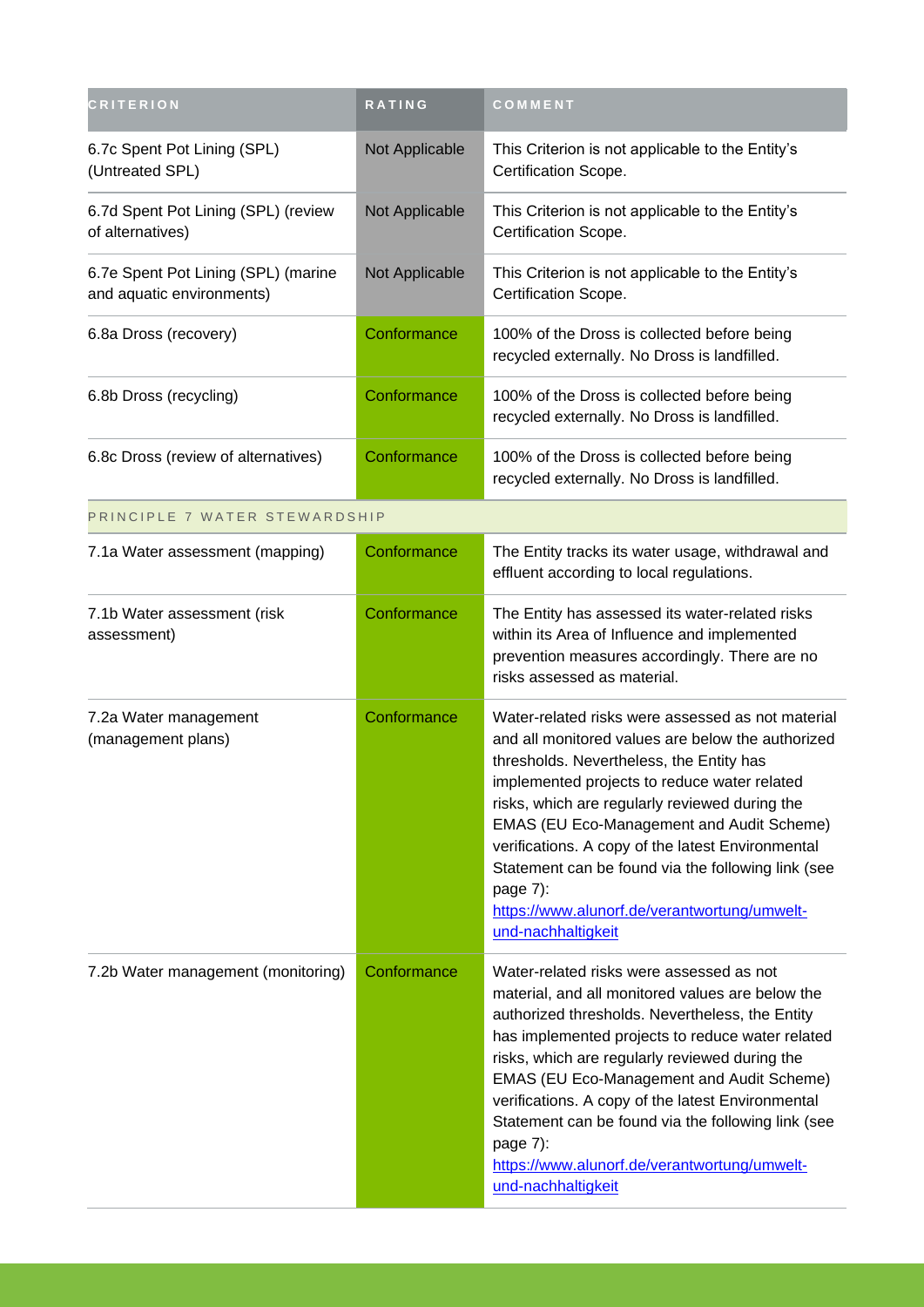| CRITERION | RATING | COMMENT |
|---|---|---|
| 6.7c Spent Pot Lining (SPL) (Untreated SPL) | Not Applicable | This Criterion is not applicable to the Entity's Certification Scope. |
| 6.7d Spent Pot Lining (SPL) (review of alternatives) | Not Applicable | This Criterion is not applicable to the Entity's Certification Scope. |
| 6.7e Spent Pot Lining (SPL) (marine and aquatic environments) | Not Applicable | This Criterion is not applicable to the Entity's Certification Scope. |
| 6.8a Dross (recovery) | Conformance | 100% of the Dross is collected before being recycled externally. No Dross is landfilled. |
| 6.8b Dross (recycling) | Conformance | 100% of the Dross is collected before being recycled externally. No Dross is landfilled. |
| 6.8c Dross (review of alternatives) | Conformance | 100% of the Dross is collected before being recycled externally. No Dross is landfilled. |
| PRINCIPLE 7 WATER STEWARDSHIP | | |
| 7.1a Water assessment (mapping) | Conformance | The Entity tracks its water usage, withdrawal and effluent according to local regulations. |
| 7.1b Water assessment (risk assessment) | Conformance | The Entity has assessed its water-related risks within its Area of Influence and implemented prevention measures accordingly. There are no risks assessed as material. |
| 7.2a Water management (management plans) | Conformance | Water-related risks were assessed as not material and all monitored values are below the authorized thresholds. Nevertheless, the Entity has implemented projects to reduce water related risks, which are regularly reviewed during the EMAS (EU Eco-Management and Audit Scheme) verifications. A copy of the latest Environmental Statement can be found via the following link (see page 7): https://www.alunorf.de/verantwortung/umwelt-und-nachhaltigkeit |
| 7.2b Water management (monitoring) | Conformance | Water-related risks were assessed as not material, and all monitored values are below the authorized thresholds. Nevertheless, the Entity has implemented projects to reduce water related risks, which are regularly reviewed during the EMAS (EU Eco-Management and Audit Scheme) verifications. A copy of the latest Environmental Statement can be found via the following link (see page 7): https://www.alunorf.de/verantwortung/umwelt-und-nachhaltigkeit |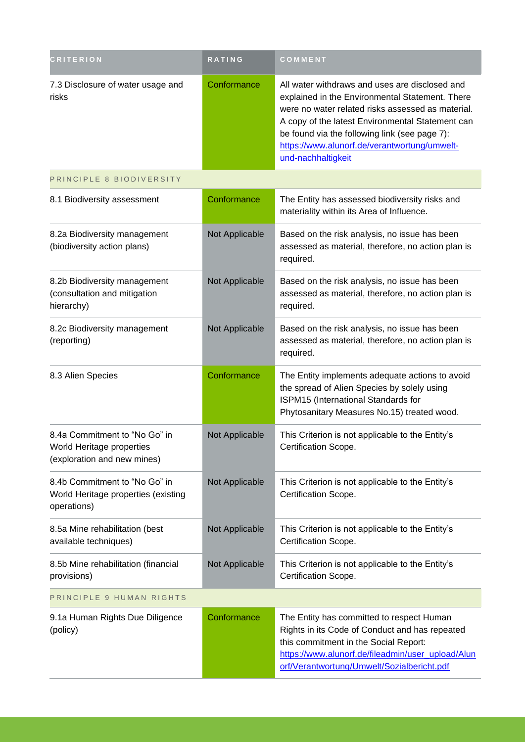| CRITERION | RATING | COMMENT |
| --- | --- | --- |
| 7.3 Disclosure of water usage and risks | Conformance | All water withdraws and uses are disclosed and explained in the Environmental Statement. There were no water related risks assessed as material. A copy of the latest Environmental Statement can be found via the following link (see page 7): https://www.alunorf.de/verantwortung/umwelt-und-nachhaltigkeit |
| PRINCIPLE 8 BIODIVERSITY | | |
| 8.1 Biodiversity assessment | Conformance | The Entity has assessed biodiversity risks and materiality within its Area of Influence. |
| 8.2a Biodiversity management (biodiversity action plans) | Not Applicable | Based on the risk analysis, no issue has been assessed as material, therefore, no action plan is required. |
| 8.2b Biodiversity management (consultation and mitigation hierarchy) | Not Applicable | Based on the risk analysis, no issue has been assessed as material, therefore, no action plan is required. |
| 8.2c Biodiversity management (reporting) | Not Applicable | Based on the risk analysis, no issue has been assessed as material, therefore, no action plan is required. |
| 8.3 Alien Species | Conformance | The Entity implements adequate actions to avoid the spread of Alien Species by solely using ISPM15 (International Standards for Phytosanitary Measures No.15) treated wood. |
| 8.4a Commitment to "No Go" in World Heritage properties (exploration and new mines) | Not Applicable | This Criterion is not applicable to the Entity's Certification Scope. |
| 8.4b Commitment to "No Go" in World Heritage properties (existing operations) | Not Applicable | This Criterion is not applicable to the Entity's Certification Scope. |
| 8.5a Mine rehabilitation (best available techniques) | Not Applicable | This Criterion is not applicable to the Entity's Certification Scope. |
| 8.5b Mine rehabilitation (financial provisions) | Not Applicable | This Criterion is not applicable to the Entity's Certification Scope. |
| PRINCIPLE 9 HUMAN RIGHTS | | |
| 9.1a Human Rights Due Diligence (policy) | Conformance | The Entity has committed to respect Human Rights in its Code of Conduct and has repeated this commitment in the Social Report: https://www.alunorf.de/fileadmin/user_upload/Alunorf/Verantwortung/Umwelt/Sozialbericht.pdf |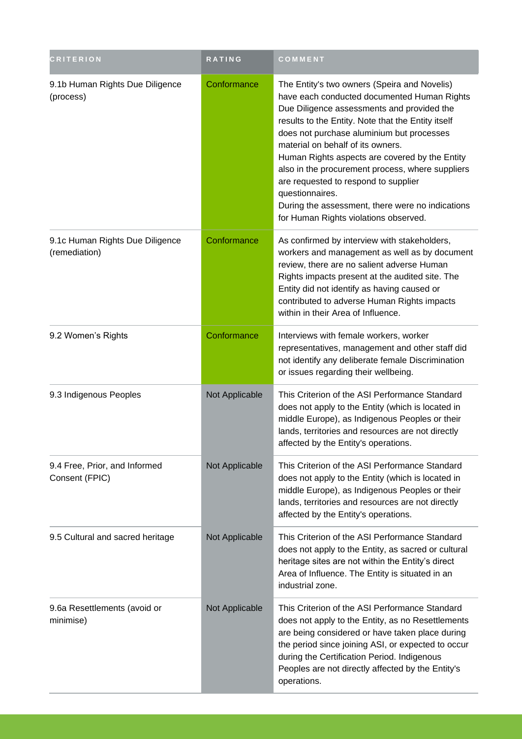| CRITERION | RATING | COMMENT |
| --- | --- | --- |
| 9.1b Human Rights Due Diligence (process) | Conformance | The Entity's two owners (Speira and Novelis) have each conducted documented Human Rights Due Diligence assessments and provided the results to the Entity. Note that the Entity itself does not purchase aluminium but processes material on behalf of its owners.<br>Human Rights aspects are covered by the Entity also in the procurement process, where suppliers are requested to respond to supplier questionnaires.<br>During the assessment, there were no indications for Human Rights violations observed. |
| 9.1c Human Rights Due Diligence (remediation) | Conformance | As confirmed by interview with stakeholders, workers and management as well as by document review, there are no salient adverse Human Rights impacts present at the audited site. The Entity did not identify as having caused or contributed to adverse Human Rights impacts within in their Area of Influence. |
| 9.2 Women's Rights | Conformance | Interviews with female workers, worker representatives, management and other staff did not identify any deliberate female Discrimination or issues regarding their wellbeing. |
| 9.3 Indigenous Peoples | Not Applicable | This Criterion of the ASI Performance Standard does not apply to the Entity (which is located in middle Europe), as Indigenous Peoples or their lands, territories and resources are not directly affected by the Entity's operations. |
| 9.4 Free, Prior, and Informed Consent (FPIC) | Not Applicable | This Criterion of the ASI Performance Standard does not apply to the Entity (which is located in middle Europe), as Indigenous Peoples or their lands, territories and resources are not directly affected by the Entity's operations. |
| 9.5 Cultural and sacred heritage | Not Applicable | This Criterion of the ASI Performance Standard does not apply to the Entity, as sacred or cultural heritage sites are not within the Entity's direct Area of Influence. The Entity is situated in an industrial zone. |
| 9.6a Resettlements (avoid or minimise) | Not Applicable | This Criterion of the ASI Performance Standard does not apply to the Entity, as no Resettlements are being considered or have taken place during the period since joining ASI, or expected to occur during the Certification Period. Indigenous Peoples are not directly affected by the Entity's operations. |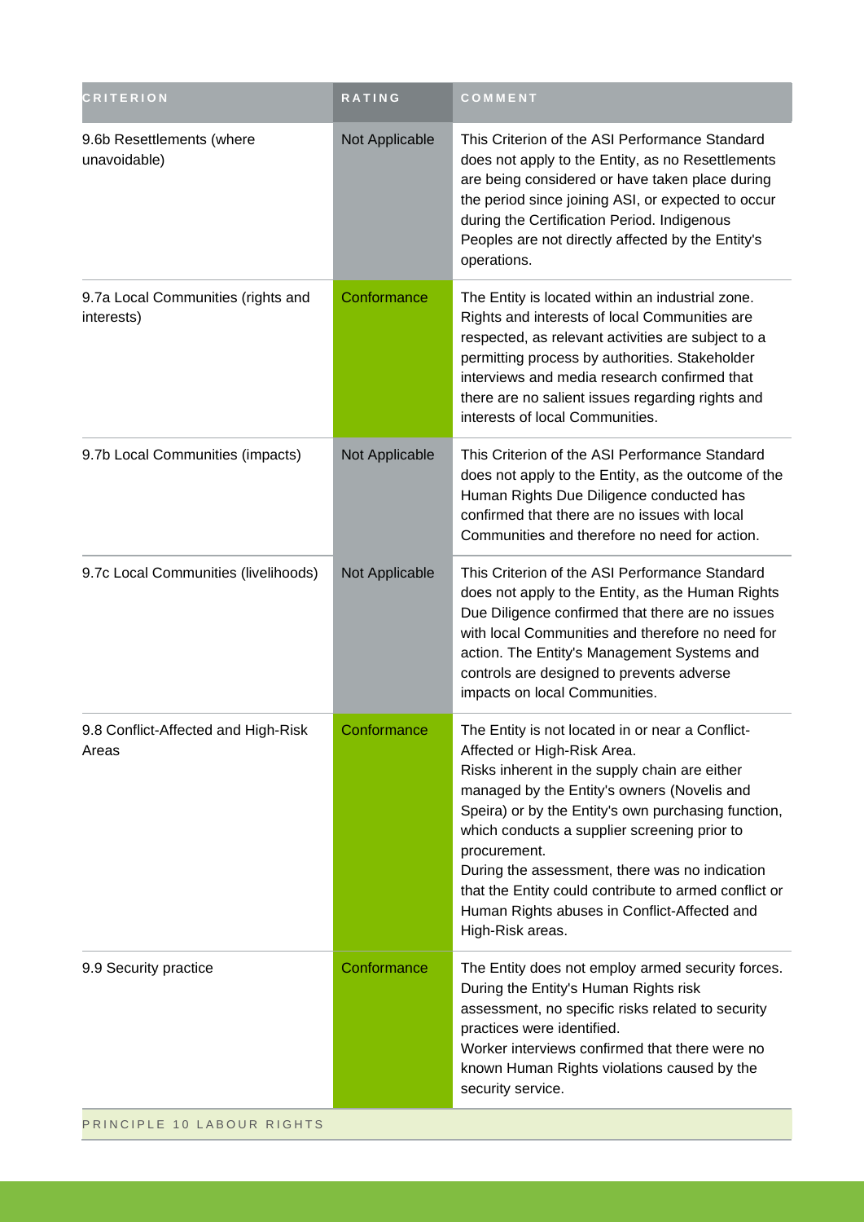| CRITERION | RATING | COMMENT |
| --- | --- | --- |
| 9.6b Resettlements (where unavoidable) | Not Applicable | This Criterion of the ASI Performance Standard does not apply to the Entity, as no Resettlements are being considered or have taken place during the period since joining ASI, or expected to occur during the Certification Period. Indigenous Peoples are not directly affected by the Entity's operations. |
| 9.7a Local Communities (rights and interests) | Conformance | The Entity is located within an industrial zone. Rights and interests of local Communities are respected, as relevant activities are subject to a permitting process by authorities. Stakeholder interviews and media research confirmed that there are no salient issues regarding rights and interests of local Communities. |
| 9.7b Local Communities (impacts) | Not Applicable | This Criterion of the ASI Performance Standard does not apply to the Entity, as the outcome of the Human Rights Due Diligence conducted has confirmed that there are no issues with local Communities and therefore no need for action. |
| 9.7c Local Communities (livelihoods) | Not Applicable | This Criterion of the ASI Performance Standard does not apply to the Entity, as the Human Rights Due Diligence confirmed that there are no issues with local Communities and therefore no need for action. The Entity's Management Systems and controls are designed to prevents adverse impacts on local Communities. |
| 9.8 Conflict-Affected and High-Risk Areas | Conformance | The Entity is not located in or near a Conflict-Affected or High-Risk Area.<br>Risks inherent in the supply chain are either managed by the Entity's owners (Novelis and Speira) or by the Entity's own purchasing function, which conducts a supplier screening prior to procurement.<br>During the assessment, there was no indication that the Entity could contribute to armed conflict or Human Rights abuses in Conflict-Affected and High-Risk areas. |
| 9.9 Security practice | Conformance | The Entity does not employ armed security forces. During the Entity's Human Rights risk assessment, no specific risks related to security practices were identified.<br>Worker interviews confirmed that there were no known Human Rights violations caused by the security service. |
| PRINCIPLE 10 LABOUR RIGHTS | | |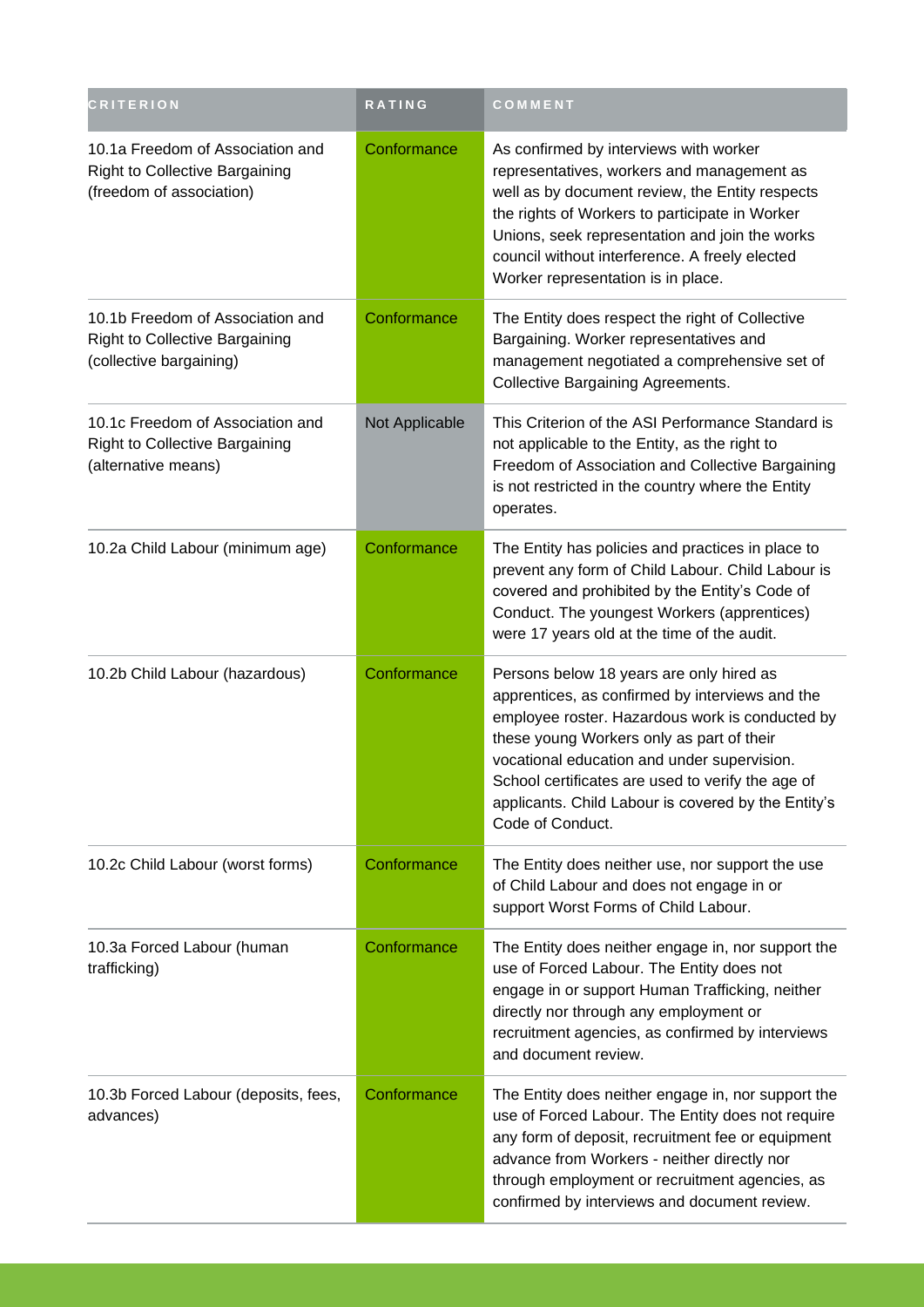| CRITERION | RATING | COMMENT |
| --- | --- | --- |
| 10.1a Freedom of Association and Right to Collective Bargaining (freedom of association) | Conformance | As confirmed by interviews with worker representatives, workers and management as well as by document review, the Entity respects the rights of Workers to participate in Worker Unions, seek representation and join the works council without interference. A freely elected Worker representation is in place. |
| 10.1b Freedom of Association and Right to Collective Bargaining (collective bargaining) | Conformance | The Entity does respect the right of Collective Bargaining. Worker representatives and management negotiated a comprehensive set of Collective Bargaining Agreements. |
| 10.1c Freedom of Association and Right to Collective Bargaining (alternative means) | Not Applicable | This Criterion of the ASI Performance Standard is not applicable to the Entity, as the right to Freedom of Association and Collective Bargaining is not restricted in the country where the Entity operates. |
| 10.2a Child Labour (minimum age) | Conformance | The Entity has policies and practices in place to prevent any form of Child Labour. Child Labour is covered and prohibited by the Entity's Code of Conduct. The youngest Workers (apprentices) were 17 years old at the time of the audit. |
| 10.2b Child Labour (hazardous) | Conformance | Persons below 18 years are only hired as apprentices, as confirmed by interviews and the employee roster. Hazardous work is conducted by these young Workers only as part of their vocational education and under supervision. School certificates are used to verify the age of applicants. Child Labour is covered by the Entity's Code of Conduct. |
| 10.2c Child Labour (worst forms) | Conformance | The Entity does neither use, nor support the use of Child Labour and does not engage in or support Worst Forms of Child Labour. |
| 10.3a Forced Labour (human trafficking) | Conformance | The Entity does neither engage in, nor support the use of Forced Labour. The Entity does not engage in or support Human Trafficking, neither directly nor through any employment or recruitment agencies, as confirmed by interviews and document review. |
| 10.3b Forced Labour (deposits, fees, advances) | Conformance | The Entity does neither engage in, nor support the use of Forced Labour. The Entity does not require any form of deposit, recruitment fee or equipment advance from Workers - neither directly nor through employment or recruitment agencies, as confirmed by interviews and document review. |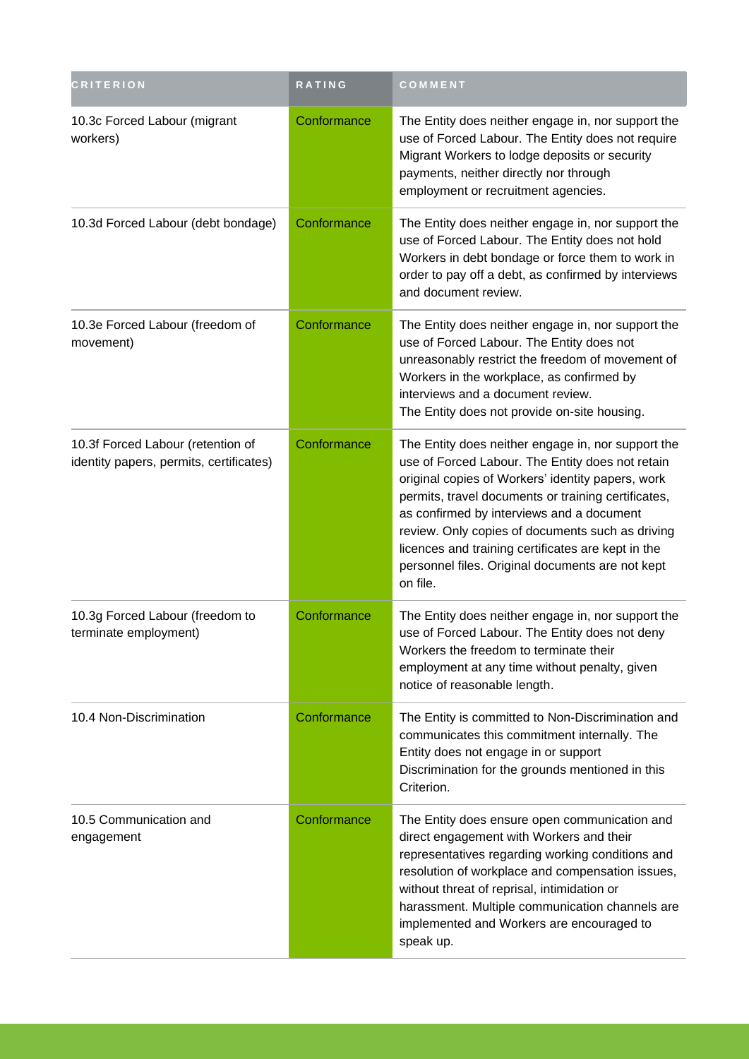| CRITERION | RATING | COMMENT |
| --- | --- | --- |
| 10.3c Forced Labour (migrant workers) | Conformance | The Entity does neither engage in, nor support the use of Forced Labour. The Entity does not require Migrant Workers to lodge deposits or security payments, neither directly nor through employment or recruitment agencies. |
| 10.3d Forced Labour (debt bondage) | Conformance | The Entity does neither engage in, nor support the use of Forced Labour. The Entity does not hold Workers in debt bondage or force them to work in order to pay off a debt, as confirmed by interviews and document review. |
| 10.3e Forced Labour (freedom of movement) | Conformance | The Entity does neither engage in, nor support the use of Forced Labour. The Entity does not unreasonably restrict the freedom of movement of Workers in the workplace, as confirmed by interviews and a document review.<br>The Entity does not provide on-site housing. |
| 10.3f Forced Labour (retention of identity papers, permits, certificates) | Conformance | The Entity does neither engage in, nor support the use of Forced Labour. The Entity does not retain original copies of Workers' identity papers, work permits, travel documents or training certificates, as confirmed by interviews and a document review. Only copies of documents such as driving licences and training certificates are kept in the personnel files. Original documents are not kept on file. |
| 10.3g Forced Labour (freedom to terminate employment) | Conformance | The Entity does neither engage in, nor support the use of Forced Labour. The Entity does not deny Workers the freedom to terminate their employment at any time without penalty, given notice of reasonable length. |
| 10.4 Non-Discrimination | Conformance | The Entity is committed to Non-Discrimination and communicates this commitment internally. The Entity does not engage in or support Discrimination for the grounds mentioned in this Criterion. |
| 10.5 Communication and engagement | Conformance | The Entity does ensure open communication and direct engagement with Workers and their representatives regarding working conditions and resolution of workplace and compensation issues, without threat of reprisal, intimidation or harassment. Multiple communication channels are implemented and Workers are encouraged to speak up. |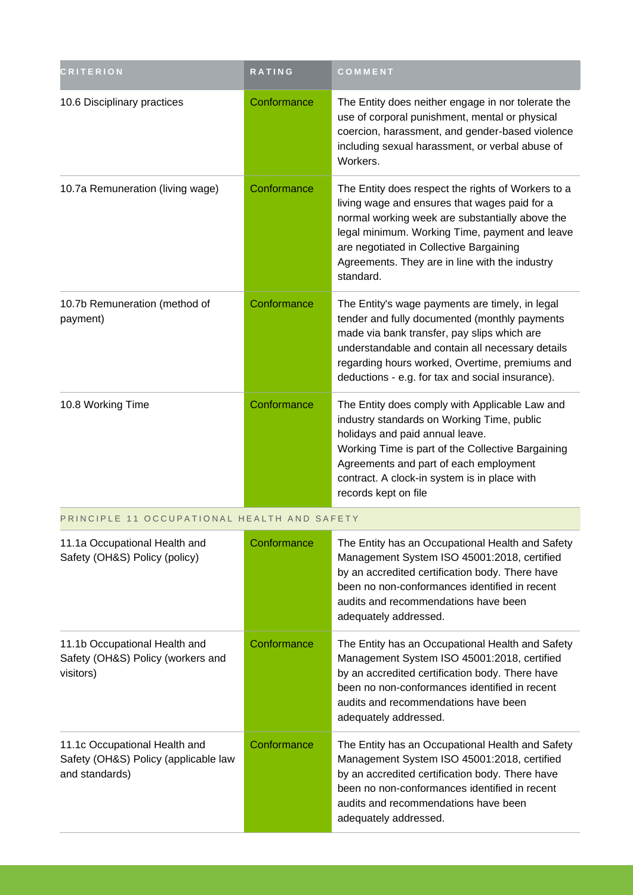| CRITERION | RATING | COMMENT |
| --- | --- | --- |
| 10.6 Disciplinary practices | Conformance | The Entity does neither engage in nor tolerate the use of corporal punishment, mental or physical coercion, harassment, and gender-based violence including sexual harassment, or verbal abuse of Workers. |
| 10.7a Remuneration (living wage) | Conformance | The Entity does respect the rights of Workers to a living wage and ensures that wages paid for a normal working week are substantially above the legal minimum. Working Time, payment and leave are negotiated in Collective Bargaining Agreements. They are in line with the industry standard. |
| 10.7b Remuneration (method of payment) | Conformance | The Entity's wage payments are timely, in legal tender and fully documented (monthly payments made via bank transfer, pay slips which are understandable and contain all necessary details regarding hours worked, Overtime, premiums and deductions - e.g. for tax and social insurance). |
| 10.8 Working Time | Conformance | The Entity does comply with Applicable Law and industry standards on Working Time, public holidays and paid annual leave. Working Time is part of the Collective Bargaining Agreements and part of each employment contract. A clock-in system is in place with records kept on file |
| PRINCIPLE 11 OCCUPATIONAL HEALTH AND SAFETY | | |
| 11.1a Occupational Health and Safety (OH&S) Policy (policy) | Conformance | The Entity has an Occupational Health and Safety Management System ISO 45001:2018, certified by an accredited certification body. There have been no non-conformances identified in recent audits and recommendations have been adequately addressed. |
| 11.1b Occupational Health and Safety (OH&S) Policy (workers and visitors) | Conformance | The Entity has an Occupational Health and Safety Management System ISO 45001:2018, certified by an accredited certification body. There have been no non-conformances identified in recent audits and recommendations have been adequately addressed. |
| 11.1c Occupational Health and Safety (OH&S) Policy (applicable law and standards) | Conformance | The Entity has an Occupational Health and Safety Management System ISO 45001:2018, certified by an accredited certification body. There have been no non-conformances identified in recent audits and recommendations have been adequately addressed. |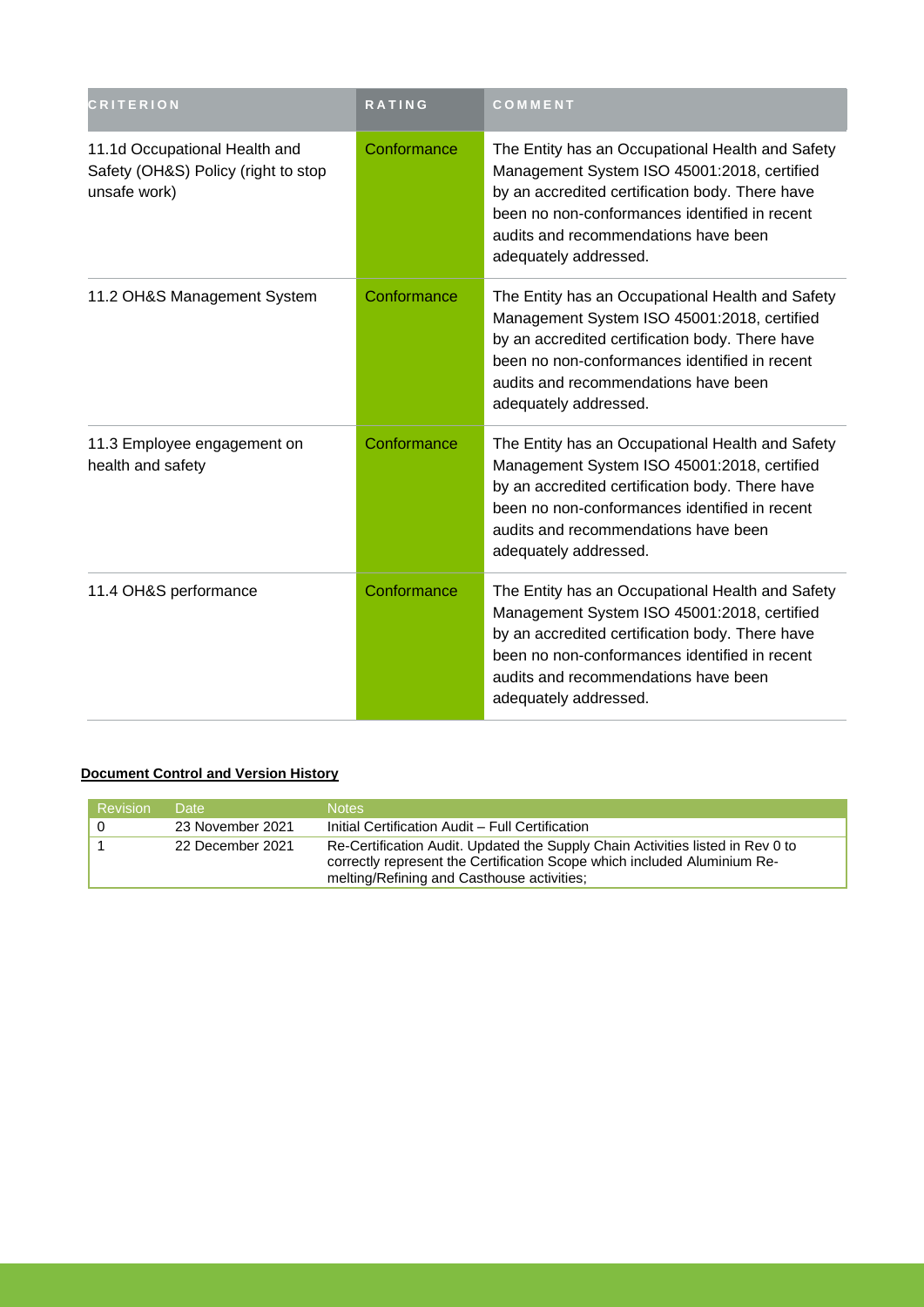| CRITERION | RATING | COMMENT |
|---|---|---|
| 11.1d Occupational Health and Safety (OH&S) Policy (right to stop unsafe work) | Conformance | The Entity has an Occupational Health and Safety Management System ISO 45001:2018, certified by an accredited certification body. There have been no non-conformances identified in recent audits and recommendations have been adequately addressed. |
| 11.2 OH&S Management System | Conformance | The Entity has an Occupational Health and Safety Management System ISO 45001:2018, certified by an accredited certification body. There have been no non-conformances identified in recent audits and recommendations have been adequately addressed. |
| 11.3 Employee engagement on health and safety | Conformance | The Entity has an Occupational Health and Safety Management System ISO 45001:2018, certified by an accredited certification body. There have been no non-conformances identified in recent audits and recommendations have been adequately addressed. |
| 11.4 OH&S performance | Conformance | The Entity has an Occupational Health and Safety Management System ISO 45001:2018, certified by an accredited certification body. There have been no non-conformances identified in recent audits and recommendations have been adequately addressed. |

**Document Control and Version History**

| Revision | Date | Notes |
|---|---|---|
| 0 | 23 November 2021 | Initial Certification Audit – Full Certification |
| 1 | 22 December 2021 | Re-Certification Audit. Updated the Supply Chain Activities listed in Rev 0 to correctly represent the Certification Scope which included Aluminium Re-melting/Refining and Casthouse activities; |